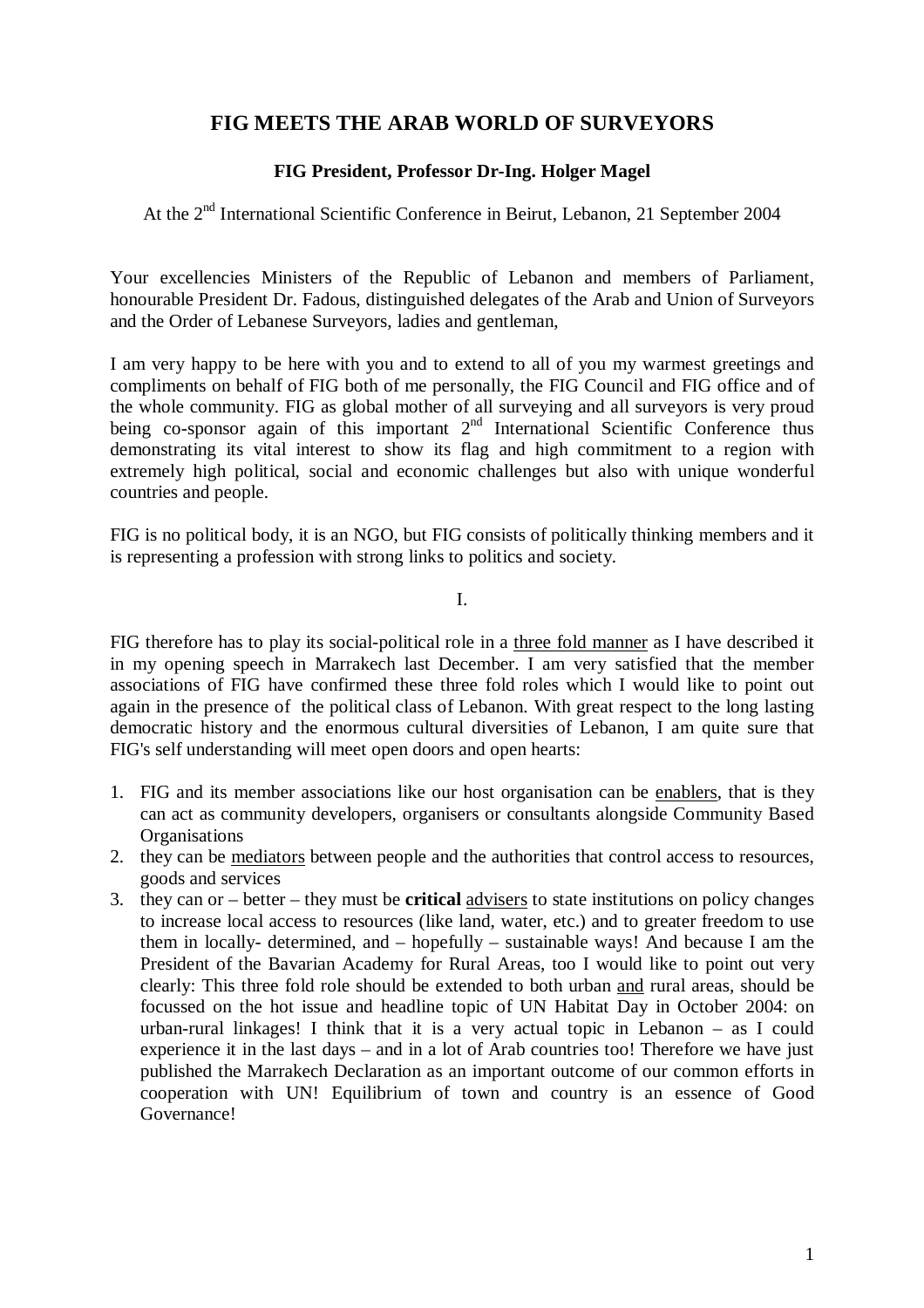# FIG MEETS THE ARAB WORLD OF SURVEYORS

**FIG President, Professor Dr-Ing. Holger Magel**

At the 2nd International Scientific Conference in Beirut, Lebanon, 21 September 2004

Your excellencies Ministers of the Republic of Lebanon and members of Parliament, honourable President Dr. Fadous, distinguished delegates of the Arab and Union of Surveyors and the Order of Lebanese Surveyors, ladies and gentleman,

I am very happy to be here with you and to extend to all of you my warmest greetings and compliments on behalf of FIG both of me personally, the FIG Council and FIG office and of the whole community. FIG as global mother of all surveying and all surveyors is very proud being co-sponsor again of this important 2nd International Scientific Conference thus demonstrating its vital interest to show its flag and high commitment to a region with extremely high political, social and economic challenges but also with unique wonderful countries and people.

FIG is no political body, it is an NGO, but FIG consists of politically thinking members and it is representing a profession with strong links to politics and society.

I.

FIG therefore has to play its social-political role in a <u>three fold manner</u> as I have described it in my opening speech in Marrakech last December. I am very satisfied that the member associations of FIG have confirmed these three fold roles which I would like to point out again in the presence of the political class of Lebanon. With great respect to the long lasting democratic history and the enormous cultural diversities of Lebanon, I am quite sure that FIG's self understanding will meet open doors and open hearts:

1. FIG and its member associations like our host organisation can be <u>enablers</u>, that is they can act as community developers, organisers or consultants alongside Community Based Organisations
2. they can be <u>mediators</u> between people and the authorities that control access to resources, goods and services
3. they can or – better – they must be **critical** <u>advisers</u> to state institutions on policy changes to increase local access to resources (like land, water, etc.) and to greater freedom to use them in locally- determined, and – hopefully – sustainable ways! And because I am the President of the Bavarian Academy for Rural Areas, too I would like to point out very clearly: This three fold role should be extended to both urban <u>and</u> rural areas, should be focussed on the hot issue and headline topic of UN Habitat Day in October 2004: on urban-rural linkages! I think that it is a very actual topic in Lebanon – as I could experience it in the last days – and in a lot of Arab countries too! Therefore we have just published the Marrakech Declaration as an important outcome of our common efforts in cooperation with UN! Equilibrium of town and country is an essence of Good Governance!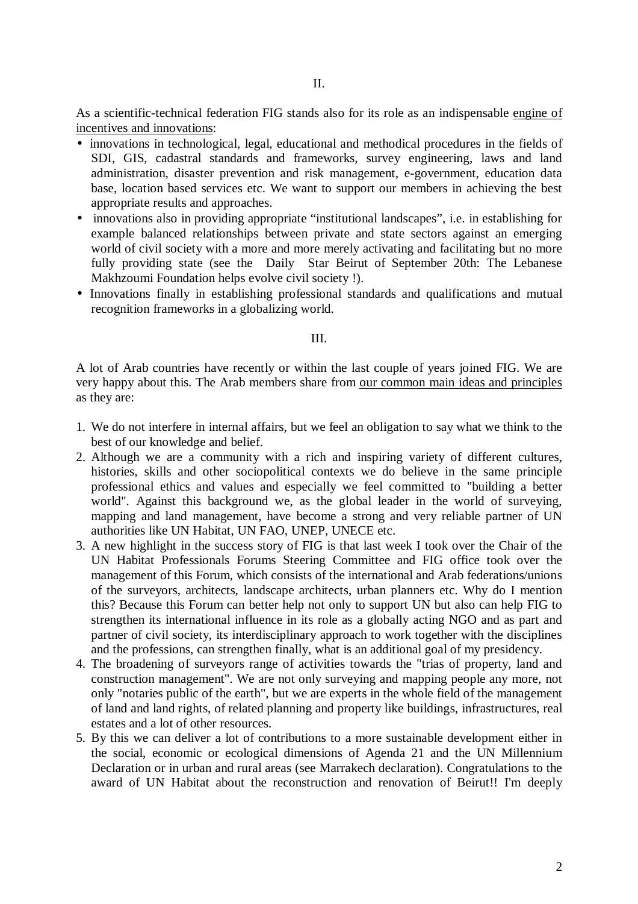II.

As a scientific-technical federation FIG stands also for its role as an indispensable engine of incentives and innovations:

- innovations in technological, legal, educational and methodical procedures in the fields of SDI, GIS, cadastral standards and frameworks, survey engineering, laws and land administration, disaster prevention and risk management, e-government, education data base, location based services etc. We want to support our members in achieving the best appropriate results and approaches.
- innovations also in providing appropriate "institutional landscapes", i.e. in establishing for example balanced relationships between private and state sectors against an emerging world of civil society with a more and more merely activating and facilitating but no more fully providing state (see the Daily Star Beirut of September 20th: The Lebanese Makhzoumi Foundation helps evolve civil society !).
- Innovations finally in establishing professional standards and qualifications and mutual recognition frameworks in a globalizing world.

III.

A lot of Arab countries have recently or within the last couple of years joined FIG. We are very happy about this. The Arab members share from our common main ideas and principles as they are:

1. We do not interfere in internal affairs, but we feel an obligation to say what we think to the best of our knowledge and belief.
2. Although we are a community with a rich and inspiring variety of different cultures, histories, skills and other sociopolitical contexts we do believe in the same principle professional ethics and values and especially we feel committed to "building a better world". Against this background we, as the global leader in the world of surveying, mapping and land management, have become a strong and very reliable partner of UN authorities like UN Habitat, UN FAO, UNEP, UNECE etc.
3. A new highlight in the success story of FIG is that last week I took over the Chair of the UN Habitat Professionals Forums Steering Committee and FIG office took over the management of this Forum, which consists of the international and Arab federations/unions of the surveyors, architects, landscape architects, urban planners etc. Why do I mention this? Because this Forum can better help not only to support UN but also can help FIG to strengthen its international influence in its role as a globally acting NGO and as part and partner of civil society, its interdisciplinary approach to work together with the disciplines and the professions, can strengthen finally, what is an additional goal of my presidency.
4. The broadening of surveyors range of activities towards the "trias of property, land and construction management". We are not only surveying and mapping people any more, not only "notaries public of the earth", but we are experts in the whole field of the management of land and land rights, of related planning and property like buildings, infrastructures, real estates and a lot of other resources.
5. By this we can deliver a lot of contributions to a more sustainable development either in the social, economic or ecological dimensions of Agenda 21 and the UN Millennium Declaration or in urban and rural areas (see Marrakech declaration). Congratulations to the award of UN Habitat about the reconstruction and renovation of Beirut!! I'm deeply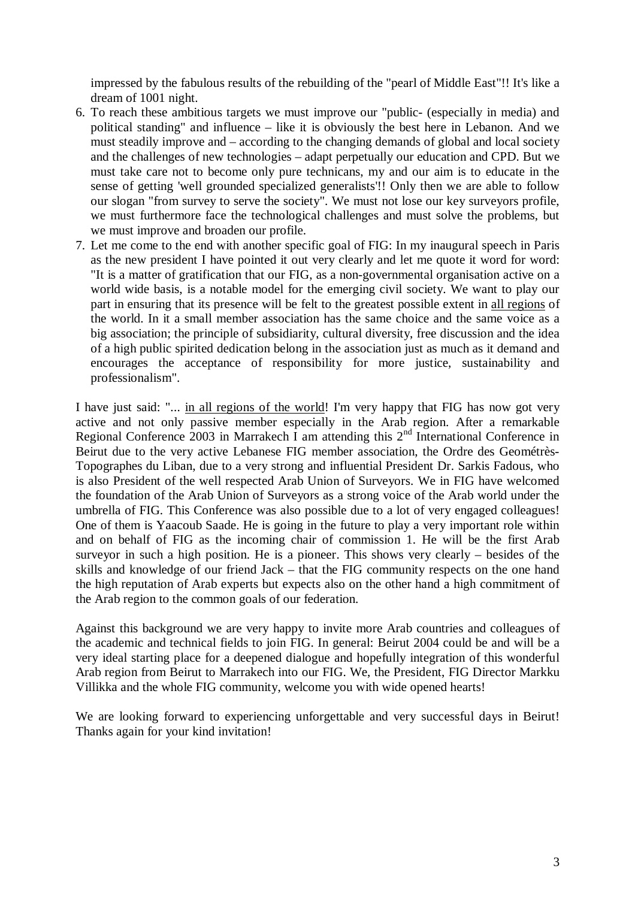impressed by the fabulous results of the rebuilding of the "pearl of Middle East"!! It's like a dream of 1001 night.

6. To reach these ambitious targets we must improve our "public- (especially in media) and political standing" and influence – like it is obviously the best here in Lebanon. And we must steadily improve and – according to the changing demands of global and local society and the challenges of new technologies – adapt perpetually our education and CPD. But we must take care not to become only pure technicans, my and our aim is to educate in the sense of getting 'well grounded specialized generalists'!! Only then we are able to follow our slogan "from survey to serve the society". We must not lose our key surveyors profile, we must furthermore face the technological challenges and must solve the problems, but we must improve and broaden our profile.
7. Let me come to the end with another specific goal of FIG: In my inaugural speech in Paris as the new president I have pointed it out very clearly and let me quote it word for word: "It is a matter of gratification that our FIG, as a non-governmental organisation active on a world wide basis, is a notable model for the emerging civil society. We want to play our part in ensuring that its presence will be felt to the greatest possible extent in <u>all regions</u> of the world. In it a small member association has the same choice and the same voice as a big association; the principle of subsidiarity, cultural diversity, free discussion and the idea of a high public spirited dedication belong in the association just as much as it demand and encourages the acceptance of responsibility for more justice, sustainability and professionalism".

I have just said: "... <u>in all regions of the world</u>! I'm very happy that FIG has now got very active and not only passive member especially in the Arab region. After a remarkable Regional Conference 2003 in Marrakech I am attending this 2nd International Conference in Beirut due to the very active Lebanese FIG member association, the Ordre des Geométrès-Topographes du Liban, due to a very strong and influential President Dr. Sarkis Fadous, who is also President of the well respected Arab Union of Surveyors. We in FIG have welcomed the foundation of the Arab Union of Surveyors as a strong voice of the Arab world under the umbrella of FIG. This Conference was also possible due to a lot of very engaged colleagues! One of them is Yaacoub Saade. He is going in the future to play a very important role within and on behalf of FIG as the incoming chair of commission 1. He will be the first Arab surveyor in such a high position. He is a pioneer. This shows very clearly – besides of the skills and knowledge of our friend Jack – that the FIG community respects on the one hand the high reputation of Arab experts but expects also on the other hand a high commitment of the Arab region to the common goals of our federation.

Against this background we are very happy to invite more Arab countries and colleagues of the academic and technical fields to join FIG. In general: Beirut 2004 could be and will be a very ideal starting place for a deepened dialogue and hopefully integration of this wonderful Arab region from Beirut to Marrakech into our FIG. We, the President, FIG Director Markku Villikka and the whole FIG community, welcome you with wide opened hearts!

We are looking forward to experiencing unforgettable and very successful days in Beirut! Thanks again for your kind invitation!